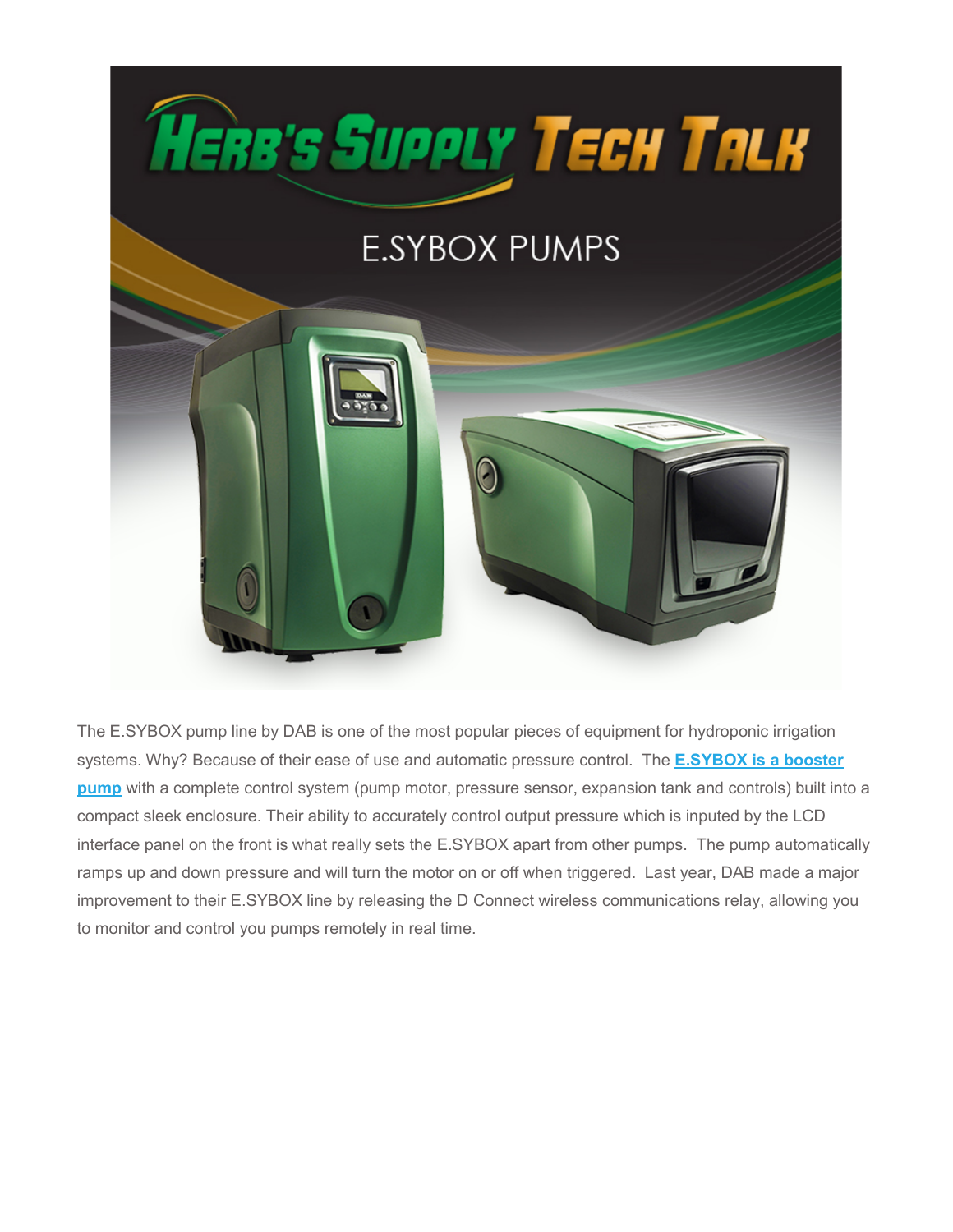# Herb's Supply Tech Talk

## E.SYBOX PUMPS

The E.SYBOX pump line by DAB is one of the most popular pieces of equipment for hydroponic irrigation systems. Why? Because of their ease of use and automatic pressure control. The **E.SYBOX is a booster pump** with a complete control system (pump motor, pressure sensor, expansion tank and controls) built into a compact sleek enclosure. Their ability to accurately control output pressure which is inputed by the LCD interface panel on the front is what really sets the E.SYBOX apart from other pumps. The pump automatically ramps up and down pressure and will turn the motor on or off when triggered. Last year, DAB made a major improvement to their E.SYBOX line by releasing the D Connect wireless communications relay, allowing you to monitor and control you pumps remotely in real time.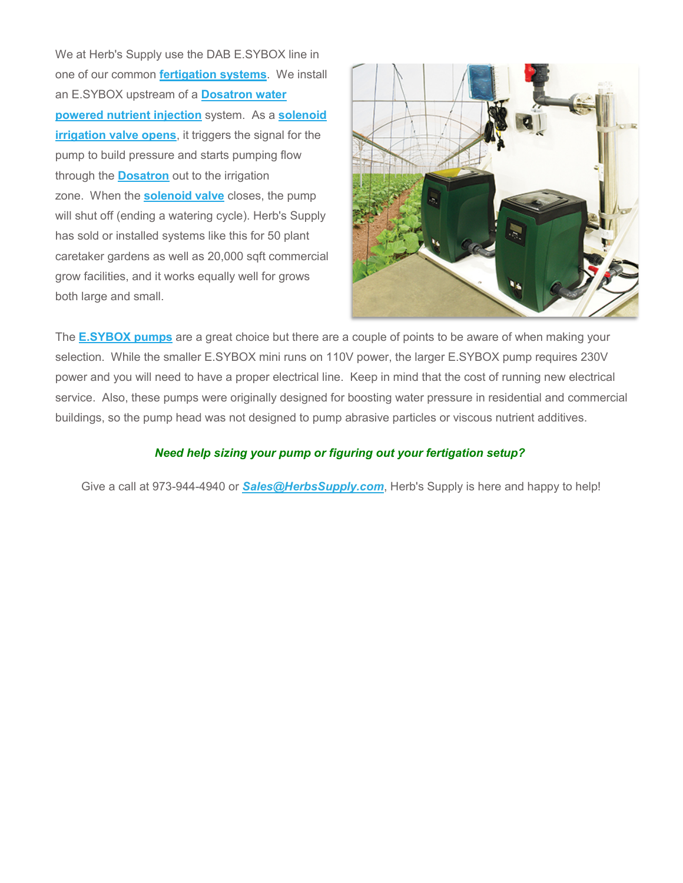We at Herb's Supply use the DAB E.SYBOX line in one of our common **fertigation systems**. We install an E.SYBOX upstream of a **Dosatron water powered nutrient injection** system. As a **solenoid irrigation valve opens**, it triggers the signal for the pump to build pressure and starts pumping flow through the **Dosatron** out to the irrigation zone. When the **solenoid valve** closes, the pump will shut off (ending a watering cycle). Herb's Supply has sold or installed systems like this for 50 plant caretaker gardens as well as 20,000 sqft commercial grow facilities, and it works equally well for grows both large and small.

The **E.SYBOX pumps** are a great choice but there are a couple of points to be aware of when making your selection. While the smaller E.SYBOX mini runs on 110V power, the larger E.SYBOX pump requires 230V power and you will need to have a proper electrical line. Keep in mind that the cost of running new electrical service. Also, these pumps were originally designed for boosting water pressure in residential and commercial buildings, so the pump head was not designed to pump abrasive particles or viscous nutrient additives.

***Need help sizing your pump or figuring out your fertigation setup?***

Give a call at 973-944-4940 or ***Sales@HerbsSupply.com***, Herb's Supply is here and happy to help!